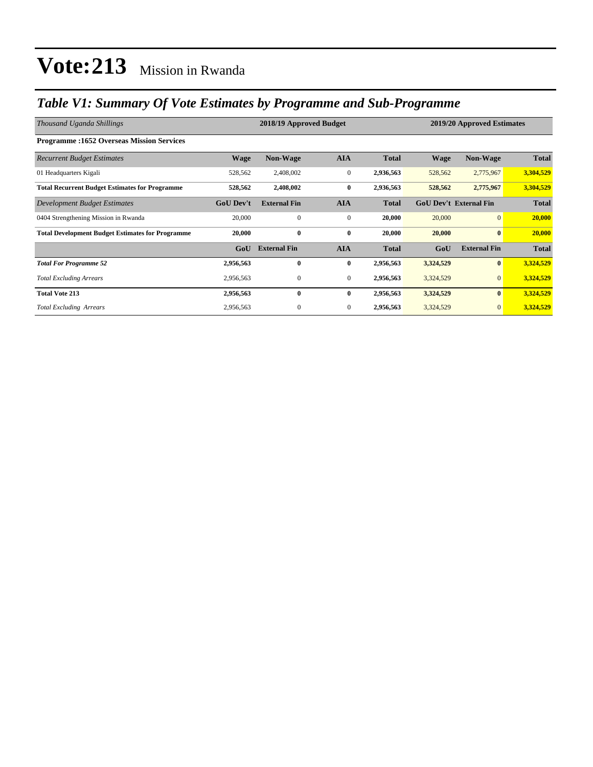# Vote:213 Mission in Rwanda

## *Table V1: Summary Of Vote Estimates by Programme and Sub-Programme*

| *Thousand Uganda Shillings* | 2018/19 Approved Budget | | | | 2019/20 Approved Estimates | | |
|---|---|---|---|---|---|---|---|
| **Programme :1652 Overseas Mission Services** | | | | | | | |
| *Recurrent Budget Estimates* | **Wage** | **Non-Wage** | **AIA** | **Total** | **Wage** | **Non-Wage** | **Total** |
| 01 Headquarters Kigali | 528,562 | 2,408,002 | 0 | **2,936,563** | 528,562 | 2,775,967 | **3,304,529** |
| **Total Recurrent Budget Estimates for Programme** | **528,562** | **2,408,002** | **0** | **2,936,563** | **528,562** | **2,775,967** | **3,304,529** |
| *Development Budget Estimates* | **GoU Dev't** | **External Fin** | **AIA** | **Total** | **GoU Dev't** | **External Fin** | **Total** |
| 0404 Strengthening Mission in Rwanda | 20,000 | 0 | 0 | **20,000** | 20,000 | 0 | **20,000** |
| **Total Development Budget Estimates for Programme** | **20,000** | **0** | **0** | **20,000** | **20,000** | **0** | **20,000** |
| | **GoU** | **External Fin** | **AIA** | **Total** | **GoU** | **External Fin** | **Total** |
| ***Total For Programme 52*** | **2,956,563** | **0** | **0** | **2,956,563** | **3,324,529** | **0** | **3,324,529** |
| *Total Excluding Arrears* | 2,956,563 | 0 | 0 | **2,956,563** | 3,324,529 | 0 | **3,324,529** |
| **Total Vote 213** | **2,956,563** | **0** | **0** | **2,956,563** | **3,324,529** | **0** | **3,324,529** |
| *Total Excluding Arrears* | 2,956,563 | 0 | 0 | **2,956,563** | 3,324,529 | 0 | **3,324,529** |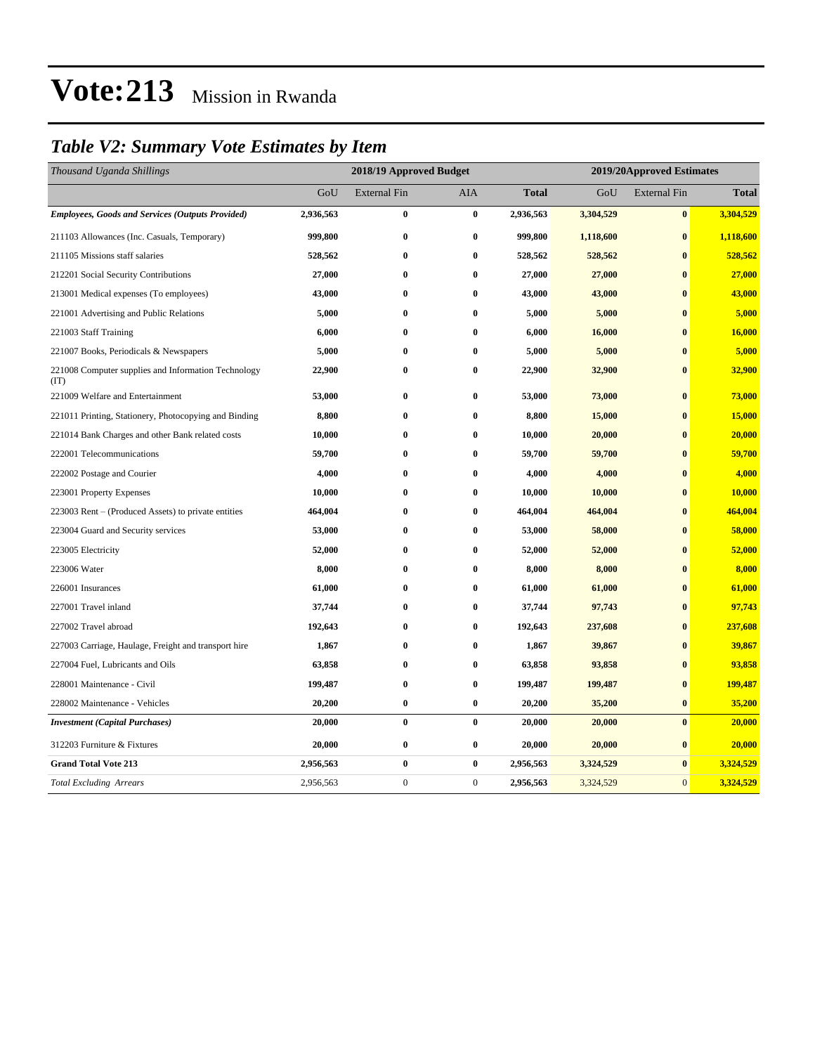# Vote:213 Mission in Rwanda

## *Table V2: Summary Vote Estimates by Item*

| *Thousand Uganda Shillings* | 2018/19 Approved Budget | | | | 2019/20Approved Estimates | | |
|---|---|---|---|---|---|---|---|
| | GoU | External Fin | AIA | **Total** | GoU | External Fin | **Total** |
| ***Employees, Goods and Services (Outputs Provided)*** | **2,936,563** | **0** | **0** | **2,936,563** | **3,304,529** | **0** | **3,304,529** |
| 211103 Allowances (Inc. Casuals, Temporary) | **999,800** | **0** | **0** | **999,800** | **1,118,600** | **0** | **1,118,600** |
| 211105 Missions staff salaries | **528,562** | **0** | **0** | **528,562** | **528,562** | **0** | **528,562** |
| 212201 Social Security Contributions | **27,000** | **0** | **0** | **27,000** | **27,000** | **0** | **27,000** |
| 213001 Medical expenses (To employees) | **43,000** | **0** | **0** | **43,000** | **43,000** | **0** | **43,000** |
| 221001 Advertising and Public Relations | **5,000** | **0** | **0** | **5,000** | **5,000** | **0** | **5,000** |
| 221003 Staff Training | **6,000** | **0** | **0** | **6,000** | **16,000** | **0** | **16,000** |
| 221007 Books, Periodicals & Newspapers | **5,000** | **0** | **0** | **5,000** | **5,000** | **0** | **5,000** |
| 221008 Computer supplies and Information Technology (IT) | **22,900** | **0** | **0** | **22,900** | **32,900** | **0** | **32,900** |
| 221009 Welfare and Entertainment | **53,000** | **0** | **0** | **53,000** | **73,000** | **0** | **73,000** |
| 221011 Printing, Stationery, Photocopying and Binding | **8,800** | **0** | **0** | **8,800** | **15,000** | **0** | **15,000** |
| 221014 Bank Charges and other Bank related costs | **10,000** | **0** | **0** | **10,000** | **20,000** | **0** | **20,000** |
| 222001 Telecommunications | **59,700** | **0** | **0** | **59,700** | **59,700** | **0** | **59,700** |
| 222002 Postage and Courier | **4,000** | **0** | **0** | **4,000** | **4,000** | **0** | **4,000** |
| 223001 Property Expenses | **10,000** | **0** | **0** | **10,000** | **10,000** | **0** | **10,000** |
| 223003 Rent – (Produced Assets) to private entities | **464,004** | **0** | **0** | **464,004** | **464,004** | **0** | **464,004** |
| 223004 Guard and Security services | **53,000** | **0** | **0** | **53,000** | **58,000** | **0** | **58,000** |
| 223005 Electricity | **52,000** | **0** | **0** | **52,000** | **52,000** | **0** | **52,000** |
| 223006 Water | **8,000** | **0** | **0** | **8,000** | **8,000** | **0** | **8,000** |
| 226001 Insurances | **61,000** | **0** | **0** | **61,000** | **61,000** | **0** | **61,000** |
| 227001 Travel inland | **37,744** | **0** | **0** | **37,744** | **97,743** | **0** | **97,743** |
| 227002 Travel abroad | **192,643** | **0** | **0** | **192,643** | **237,608** | **0** | **237,608** |
| 227003 Carriage, Haulage, Freight and transport hire | **1,867** | **0** | **0** | **1,867** | **39,867** | **0** | **39,867** |
| 227004 Fuel, Lubricants and Oils | **63,858** | **0** | **0** | **63,858** | **93,858** | **0** | **93,858** |
| 228001 Maintenance - Civil | **199,487** | **0** | **0** | **199,487** | **199,487** | **0** | **199,487** |
| 228002 Maintenance - Vehicles | **20,200** | **0** | **0** | **20,200** | **35,200** | **0** | **35,200** |
| ***Investment (Capital Purchases)*** | **20,000** | **0** | **0** | **20,000** | **20,000** | **0** | **20,000** |
| 312203 Furniture & Fixtures | **20,000** | **0** | **0** | **20,000** | **20,000** | **0** | **20,000** |
| **Grand Total Vote 213** | **2,956,563** | **0** | **0** | **2,956,563** | **3,324,529** | **0** | **3,324,529** |
| *Total Excluding Arrears* | 2,956,563 | 0 | 0 | **2,956,563** | 3,324,529 | 0 | **3,324,529** |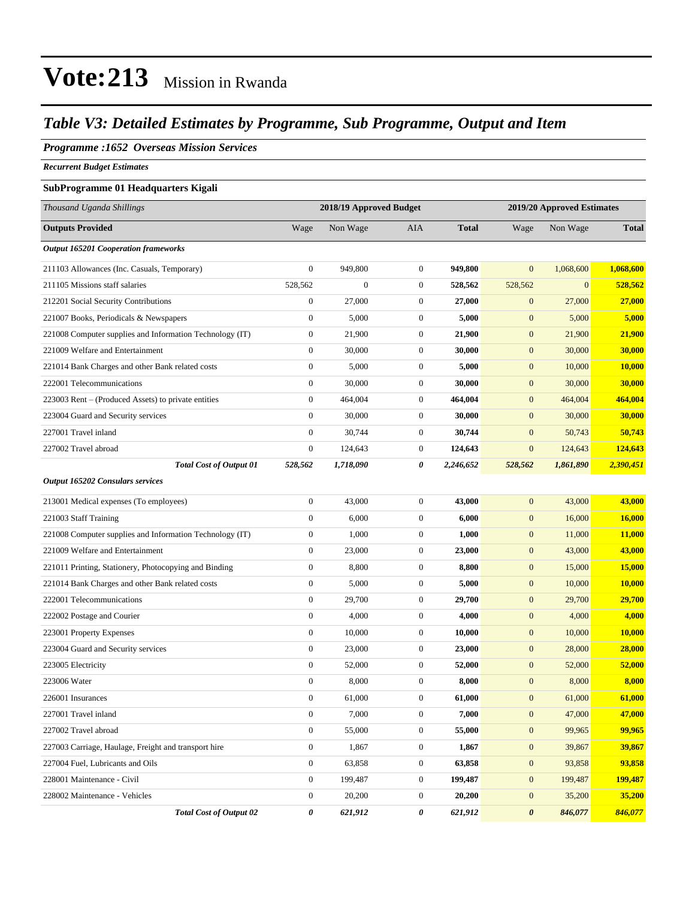# Vote:213 Mission in Rwanda

## Table V3: Detailed Estimates by Programme, Sub Programme, Output and Item

### Programme :1652 Overseas Mission Services

*Recurrent Budget Estimates*

**SubProgramme 01 Headquarters Kigali**

| *Thousand Uganda Shillings* | 2018/19 Approved Budget | | | | 2019/20 Approved Estimates | | |
|---|---|---|---|---|---|---|---|
| **Outputs Provided** | Wage | Non Wage | AIA | **Total** | Wage | Non Wage | **Total** |
| ***Output 165201 Cooperation frameworks*** | | | | | | | |
| 211103 Allowances (Inc. Casuals, Temporary) | 0 | 949,800 | 0 | **949,800** | 0 | 1,068,600 | **1,068,600** |
| 211105 Missions staff salaries | 528,562 | 0 | 0 | **528,562** | 528,562 | 0 | **528,562** |
| 212201 Social Security Contributions | 0 | 27,000 | 0 | **27,000** | 0 | 27,000 | **27,000** |
| 221007 Books, Periodicals & Newspapers | 0 | 5,000 | 0 | **5,000** | 0 | 5,000 | **5,000** |
| 221008 Computer supplies and Information Technology (IT) | 0 | 21,900 | 0 | **21,900** | 0 | 21,900 | **21,900** |
| 221009 Welfare and Entertainment | 0 | 30,000 | 0 | **30,000** | 0 | 30,000 | **30,000** |
| 221014 Bank Charges and other Bank related costs | 0 | 5,000 | 0 | **5,000** | 0 | 10,000 | **10,000** |
| 222001 Telecommunications | 0 | 30,000 | 0 | **30,000** | 0 | 30,000 | **30,000** |
| 223003 Rent – (Produced Assets) to private entities | 0 | 464,004 | 0 | **464,004** | 0 | 464,004 | **464,004** |
| 223004 Guard and Security services | 0 | 30,000 | 0 | **30,000** | 0 | 30,000 | **30,000** |
| 227001 Travel inland | 0 | 30,744 | 0 | **30,744** | 0 | 50,743 | **50,743** |
| 227002 Travel abroad | 0 | 124,643 | 0 | **124,643** | 0 | 124,643 | **124,643** |
| ***Total Cost of Output 01*** | ***528,562*** | ***1,718,090*** | ***0*** | ***2,246,652*** | ***528,562*** | ***1,861,890*** | ***2,390,451*** |
| ***Output 165202 Consulars services*** | | | | | | | |
| 213001 Medical expenses (To employees) | 0 | 43,000 | 0 | **43,000** | 0 | 43,000 | **43,000** |
| 221003 Staff Training | 0 | 6,000 | 0 | **6,000** | 0 | 16,000 | **16,000** |
| 221008 Computer supplies and Information Technology (IT) | 0 | 1,000 | 0 | **1,000** | 0 | 11,000 | **11,000** |
| 221009 Welfare and Entertainment | 0 | 23,000 | 0 | **23,000** | 0 | 43,000 | **43,000** |
| 221011 Printing, Stationery, Photocopying and Binding | 0 | 8,800 | 0 | **8,800** | 0 | 15,000 | **15,000** |
| 221014 Bank Charges and other Bank related costs | 0 | 5,000 | 0 | **5,000** | 0 | 10,000 | **10,000** |
| 222001 Telecommunications | 0 | 29,700 | 0 | **29,700** | 0 | 29,700 | **29,700** |
| 222002 Postage and Courier | 0 | 4,000 | 0 | **4,000** | 0 | 4,000 | **4,000** |
| 223001 Property Expenses | 0 | 10,000 | 0 | **10,000** | 0 | 10,000 | **10,000** |
| 223004 Guard and Security services | 0 | 23,000 | 0 | **23,000** | 0 | 28,000 | **28,000** |
| 223005 Electricity | 0 | 52,000 | 0 | **52,000** | 0 | 52,000 | **52,000** |
| 223006 Water | 0 | 8,000 | 0 | **8,000** | 0 | 8,000 | **8,000** |
| 226001 Insurances | 0 | 61,000 | 0 | **61,000** | 0 | 61,000 | **61,000** |
| 227001 Travel inland | 0 | 7,000 | 0 | **7,000** | 0 | 47,000 | **47,000** |
| 227002 Travel abroad | 0 | 55,000 | 0 | **55,000** | 0 | 99,965 | **99,965** |
| 227003 Carriage, Haulage, Freight and transport hire | 0 | 1,867 | 0 | **1,867** | 0 | 39,867 | **39,867** |
| 227004 Fuel, Lubricants and Oils | 0 | 63,858 | 0 | **63,858** | 0 | 93,858 | **93,858** |
| 228001 Maintenance - Civil | 0 | 199,487 | 0 | **199,487** | 0 | 199,487 | **199,487** |
| 228002 Maintenance - Vehicles | 0 | 20,200 | 0 | **20,200** | 0 | 35,200 | **35,200** |
| ***Total Cost of Output 02*** | ***0*** | ***621,912*** | ***0*** | ***621,912*** | ***0*** | ***846,077*** | ***846,077*** |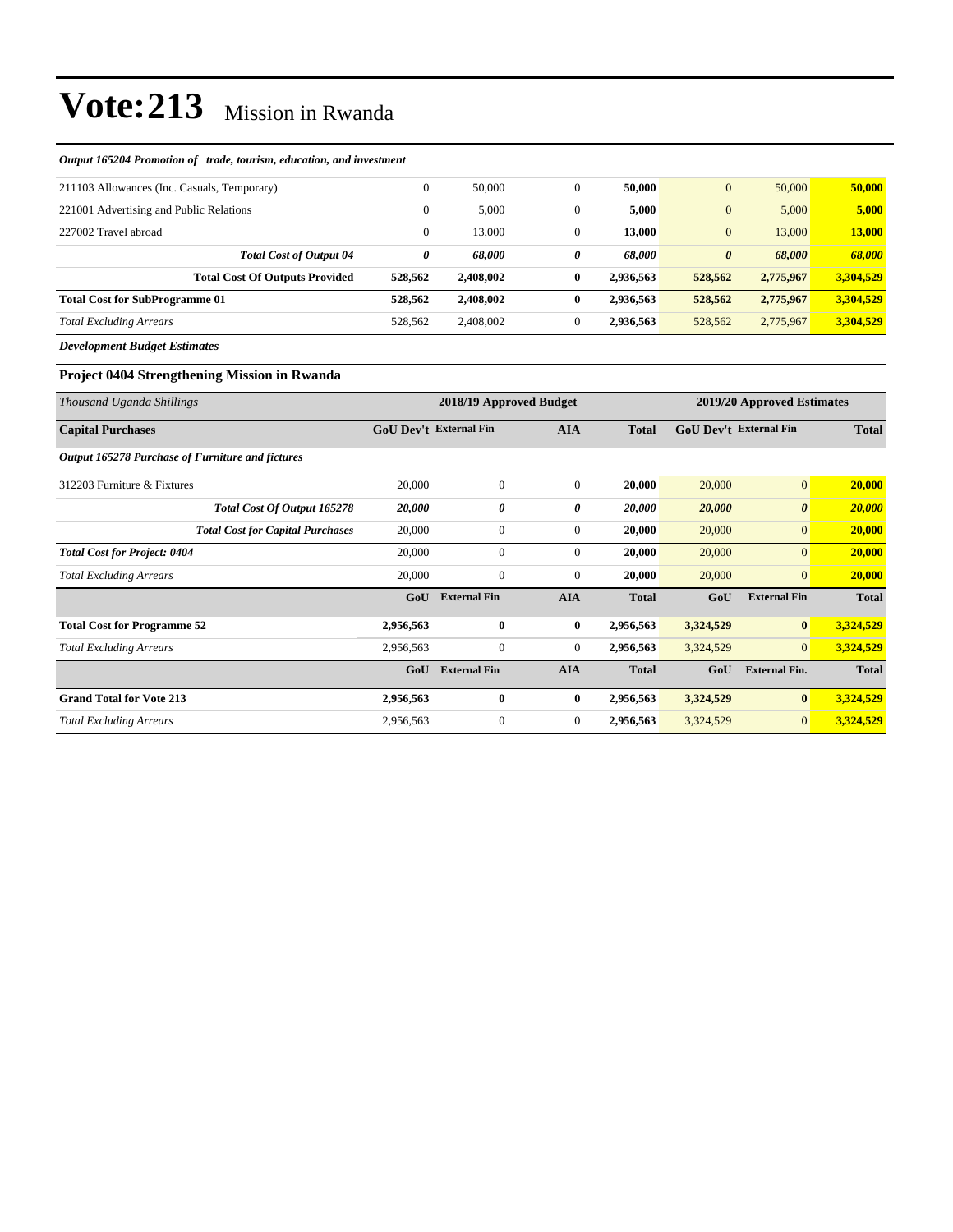# Vote:213 Mission in Rwanda

*Output 165204 Promotion of trade, tourism, education, and investment*

| | | | | | | | |
|---|---|---|---|---|---|---|---|
| 211103 Allowances (Inc. Casuals, Temporary) | 0 | 50,000 | 0 | **50,000** | 0 | 50,000 | **50,000** |
| 221001 Advertising and Public Relations | 0 | 5,000 | 0 | **5,000** | 0 | 5,000 | **5,000** |
| 227002 Travel abroad | 0 | 13,000 | 0 | **13,000** | 0 | 13,000 | **13,000** |
| ***Total Cost of Output 04*** | ***0*** | ***68,000*** | ***0*** | ***68,000*** | ***0*** | ***68,000*** | ***68,000*** |
| **Total Cost Of Outputs Provided** | **528,562** | **2,408,002** | **0** | **2,936,563** | **528,562** | **2,775,967** | **3,304,529** |
| **Total Cost for SubProgramme 01** | **528,562** | **2,408,002** | **0** | **2,936,563** | **528,562** | **2,775,967** | **3,304,529** |
| *Total Excluding Arrears* | 528,562 | 2,408,002 | 0 | **2,936,563** | 528,562 | 2,775,967 | **3,304,529** |

***Development Budget Estimates***

### Project 0404 Strengthening Mission in Rwanda

| *Thousand Uganda Shillings* | 2018/19 Approved Budget | | | | 2019/20 Approved Estimates | | |
|---|---|---|---|---|---|---|---|
| **Capital Purchases** | **GoU Dev't** | **External Fin** | **AIA** | **Total** | **GoU Dev't** | **External Fin** | **Total** |
| ***Output 165278 Purchase of Furniture and fictures*** | | | | | | | |
| 312203 Furniture & Fixtures | 20,000 | 0 | 0 | **20,000** | 20,000 | 0 | **20,000** |
| ***Total Cost Of Output 165278*** | ***20,000*** | ***0*** | ***0*** | ***20,000*** | ***20,000*** | ***0*** | ***20,000*** |
| ***Total Cost for Capital Purchases*** | 20,000 | 0 | 0 | **20,000** | 20,000 | 0 | **20,000** |
| ***Total Cost for Project: 0404*** | 20,000 | 0 | 0 | **20,000** | 20,000 | 0 | **20,000** |
| *Total Excluding Arrears* | 20,000 | 0 | 0 | **20,000** | 20,000 | 0 | **20,000** |
| | **GoU** | **External Fin** | **AIA** | **Total** | **GoU** | **External Fin** | **Total** |
| **Total Cost for Programme 52** | **2,956,563** | **0** | **0** | **2,956,563** | **3,324,529** | **0** | **3,324,529** |
| *Total Excluding Arrears* | 2,956,563 | 0 | 0 | **2,956,563** | 3,324,529 | 0 | **3,324,529** |
| | **GoU** | **External Fin** | **AIA** | **Total** | **GoU** | **External Fin.** | **Total** |
| **Grand Total for Vote 213** | **2,956,563** | **0** | **0** | **2,956,563** | **3,324,529** | **0** | **3,324,529** |
| *Total Excluding Arrears* | 2,956,563 | 0 | 0 | **2,956,563** | 3,324,529 | 0 | **3,324,529** |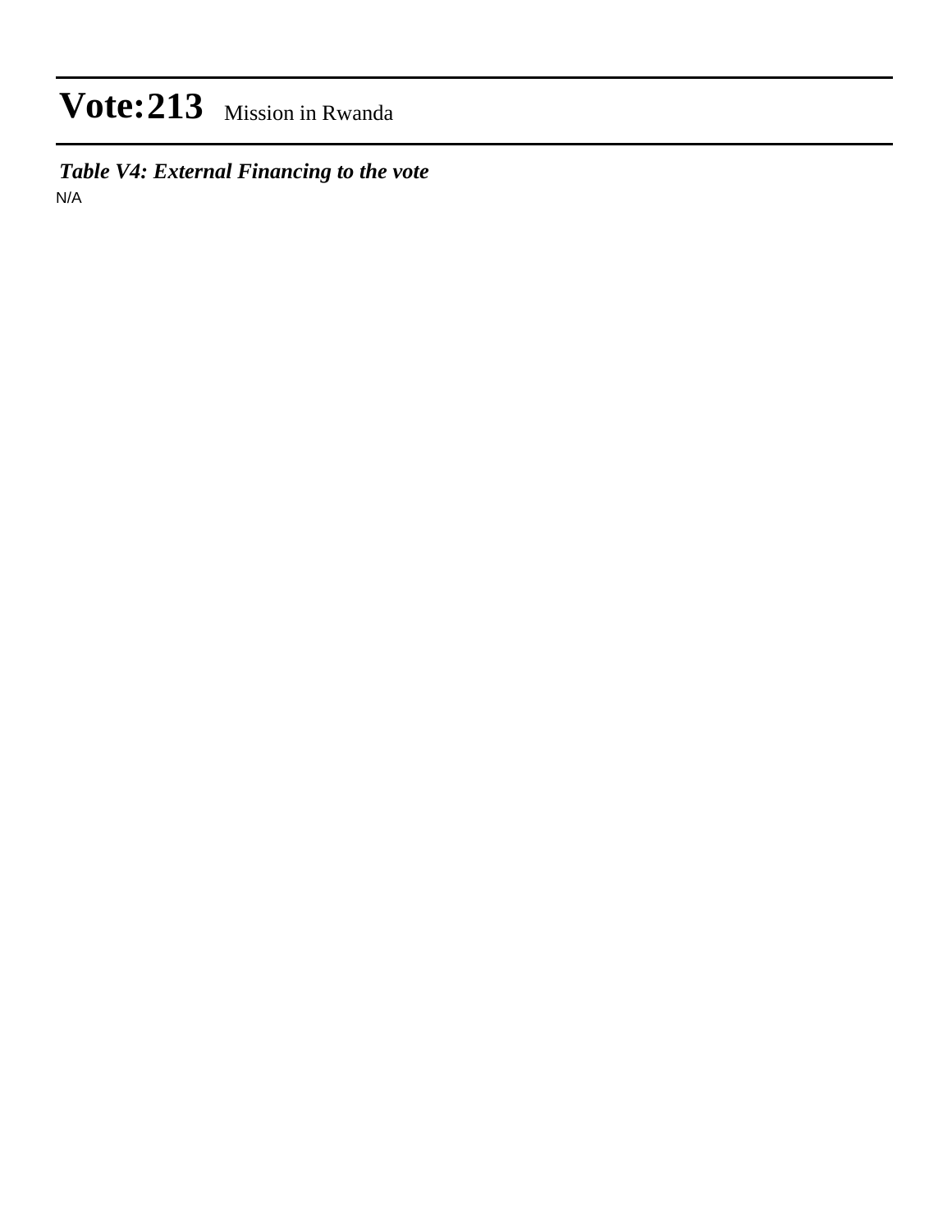# Vote:213 Mission in Rwanda

***Table V4: External Financing to the vote***

N/A